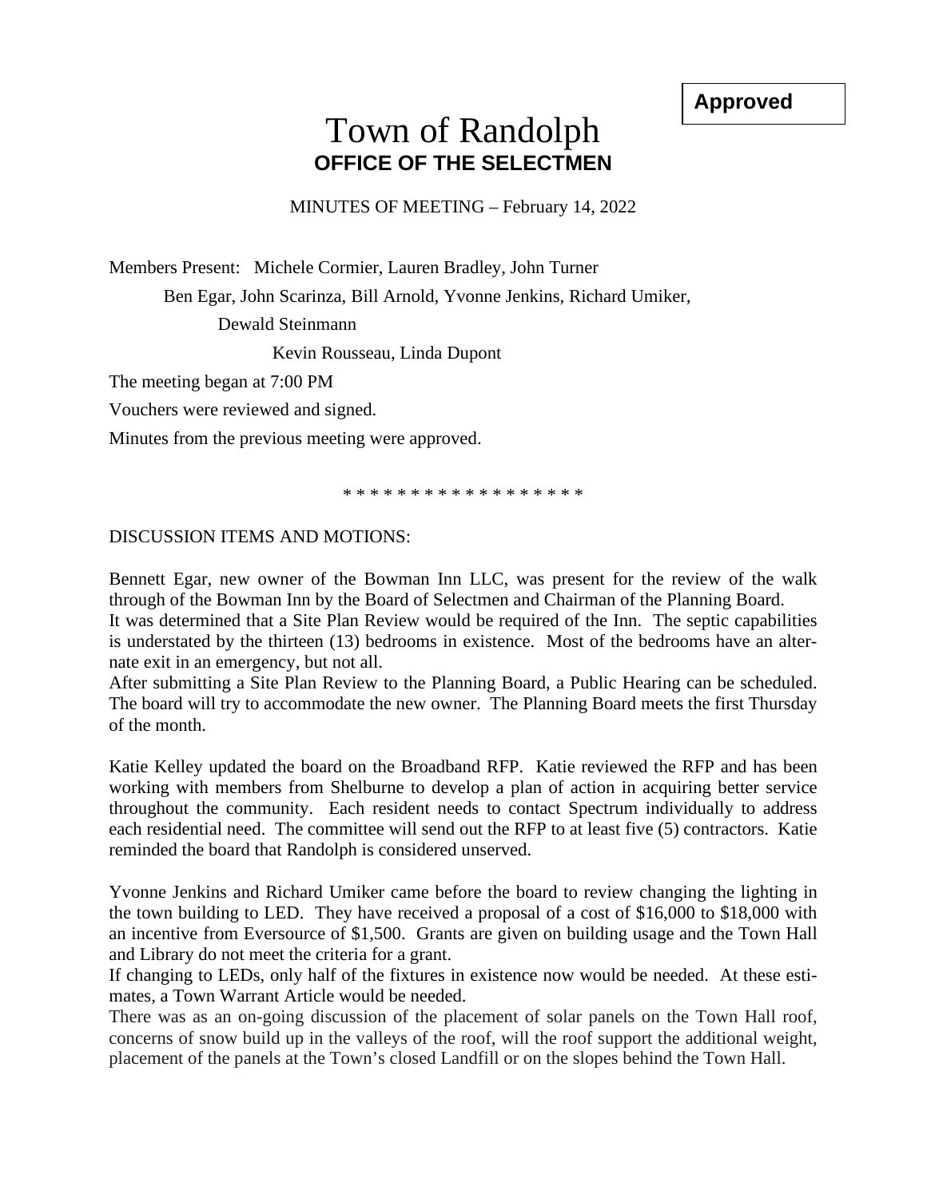**Approved**

# Town of Randolph
## OFFICE OF THE SELECTMEN

MINUTES OF MEETING – February 14, 2022

Members Present: Michele Cormier, Lauren Bradley, John Turner

Ben Egar, John Scarinza, Bill Arnold, Yvonne Jenkins, Richard Umiker,

Dewald Steinmann

Kevin Rousseau, Linda Dupont

The meeting began at 7:00 PM

Vouchers were reviewed and signed.

Minutes from the previous meeting were approved.

* * * * * * * * * * * * * * * * * *

DISCUSSION ITEMS AND MOTIONS:

Bennett Egar, new owner of the Bowman Inn LLC, was present for the review of the walk through of the Bowman Inn by the Board of Selectmen and Chairman of the Planning Board.
It was determined that a Site Plan Review would be required of the Inn. The septic capabilities is understated by the thirteen (13) bedrooms in existence. Most of the bedrooms have an alternate exit in an emergency, but not all.
After submitting a Site Plan Review to the Planning Board, a Public Hearing can be scheduled. The board will try to accommodate the new owner. The Planning Board meets the first Thursday of the month.

Katie Kelley updated the board on the Broadband RFP. Katie reviewed the RFP and has been working with members from Shelburne to develop a plan of action in acquiring better service throughout the community. Each resident needs to contact Spectrum individually to address each residential need. The committee will send out the RFP to at least five (5) contractors. Katie reminded the board that Randolph is considered unserved.

Yvonne Jenkins and Richard Umiker came before the board to review changing the lighting in the town building to LED. They have received a proposal of a cost of $16,000 to $18,000 with an incentive from Eversource of $1,500. Grants are given on building usage and the Town Hall and Library do not meet the criteria for a grant.
If changing to LEDs, only half of the fixtures in existence now would be needed. At these estimates, a Town Warrant Article would be needed.
There was as an on-going discussion of the placement of solar panels on the Town Hall roof, concerns of snow build up in the valleys of the roof, will the roof support the additional weight, placement of the panels at the Town's closed Landfill or on the slopes behind the Town Hall.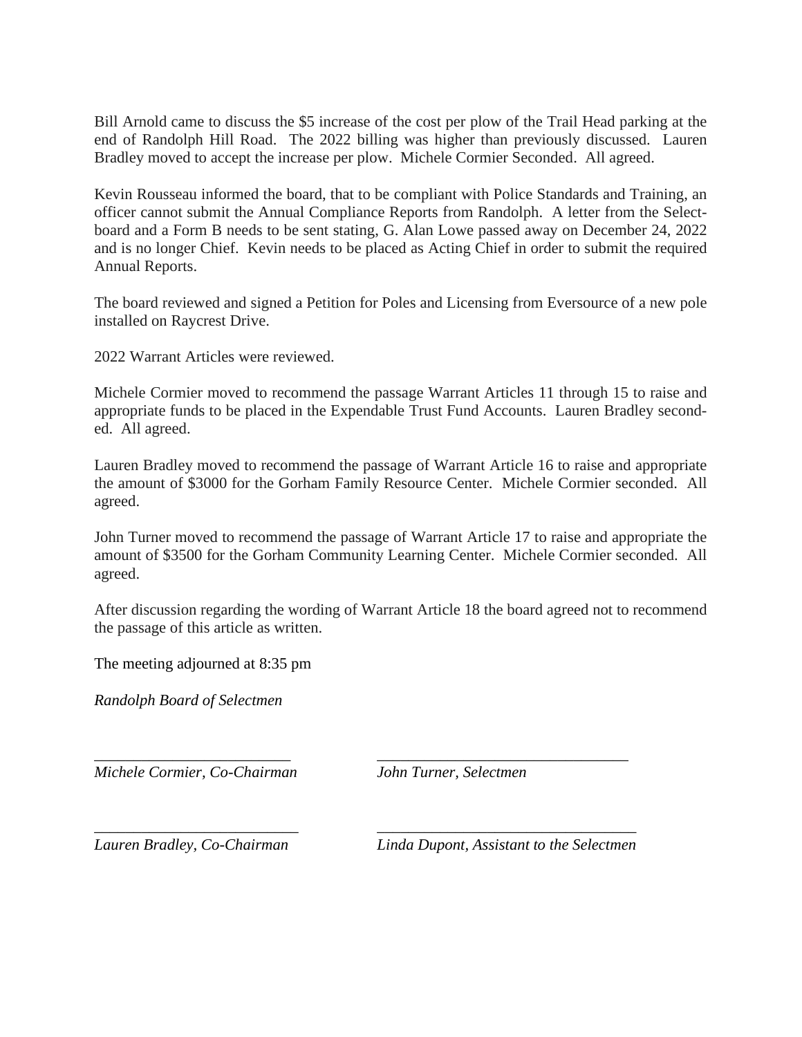Bill Arnold came to discuss the $5 increase of the cost per plow of the Trail Head parking at the end of Randolph Hill Road. The 2022 billing was higher than previously discussed. Lauren Bradley moved to accept the increase per plow. Michele Cormier Seconded. All agreed.

Kevin Rousseau informed the board, that to be compliant with Police Standards and Training, an officer cannot submit the Annual Compliance Reports from Randolph. A letter from the Select-board and a Form B needs to be sent stating, G. Alan Lowe passed away on December 24, 2022 and is no longer Chief. Kevin needs to be placed as Acting Chief in order to submit the required Annual Reports.

The board reviewed and signed a Petition for Poles and Licensing from Eversource of a new pole installed on Raycrest Drive.

2022 Warrant Articles were reviewed.

Michele Cormier moved to recommend the passage Warrant Articles 11 through 15 to raise and appropriate funds to be placed in the Expendable Trust Fund Accounts. Lauren Bradley seconded. All agreed.

Lauren Bradley moved to recommend the passage of Warrant Article 16 to raise and appropriate the amount of $3000 for the Gorham Family Resource Center. Michele Cormier seconded. All agreed.

John Turner moved to recommend the passage of Warrant Article 17 to raise and appropriate the amount of $3500 for the Gorham Community Learning Center. Michele Cormier seconded. All agreed.

After discussion regarding the wording of Warrant Article 18 the board agreed not to recommend the passage of this article as written.

The meeting adjourned at 8:35 pm

*Randolph Board of Selectmen*

| | |
|---|---|
| ________________________ | ________________________ |
| *Michele Cormier, Co-Chairman* | *John Turner, Selectmen* |
| ________________________ | ________________________ |
| *Lauren Bradley, Co-Chairman* | *Linda Dupont, Assistant to the Selectmen* |